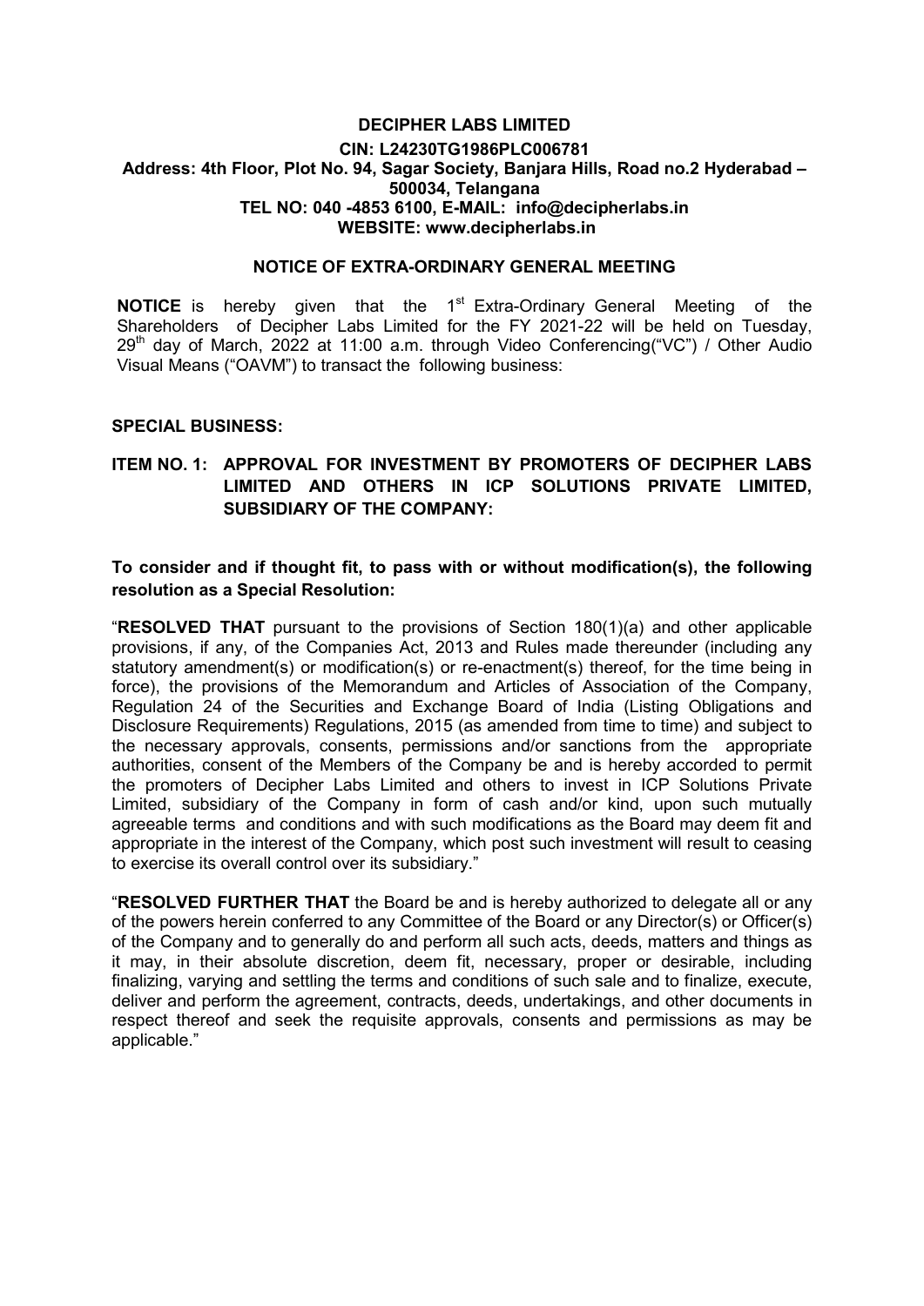# DECIPHER LABS LIMITED

**CIN: L24230TG1986PLC006781**
**Address: 4th Floor, Plot No. 94, Sagar Society, Banjara Hills, Road no.2 Hyderabad – 500034, Telangana**
**TEL NO: 040 -4853 6100, E-MAIL: info@decipherlabs.in**
**WEBSITE: www.decipherlabs.in**

## NOTICE OF EXTRA-ORDINARY GENERAL MEETING

**NOTICE** is hereby given that the 1st Extra-Ordinary General Meeting of the Shareholders of Decipher Labs Limited for the FY 2021-22 will be held on Tuesday, 29th day of March, 2022 at 11:00 a.m. through Video Conferencing("VC") / Other Audio Visual Means ("OAVM") to transact the following business:

### SPECIAL BUSINESS:

**ITEM NO. 1: APPROVAL FOR INVESTMENT BY PROMOTERS OF DECIPHER LABS LIMITED AND OTHERS IN ICP SOLUTIONS PRIVATE LIMITED, SUBSIDIARY OF THE COMPANY:**

**To consider and if thought fit, to pass with or without modification(s), the following resolution as a Special Resolution:**

"**RESOLVED THAT** pursuant to the provisions of Section 180(1)(a) and other applicable provisions, if any, of the Companies Act, 2013 and Rules made thereunder (including any statutory amendment(s) or modification(s) or re-enactment(s) thereof, for the time being in force), the provisions of the Memorandum and Articles of Association of the Company, Regulation 24 of the Securities and Exchange Board of India (Listing Obligations and Disclosure Requirements) Regulations, 2015 (as amended from time to time) and subject to the necessary approvals, consents, permissions and/or sanctions from the appropriate authorities, consent of the Members of the Company be and is hereby accorded to permit the promoters of Decipher Labs Limited and others to invest in ICP Solutions Private Limited, subsidiary of the Company in form of cash and/or kind, upon such mutually agreeable terms and conditions and with such modifications as the Board may deem fit and appropriate in the interest of the Company, which post such investment will result to ceasing to exercise its overall control over its subsidiary."

"**RESOLVED FURTHER THAT** the Board be and is hereby authorized to delegate all or any of the powers herein conferred to any Committee of the Board or any Director(s) or Officer(s) of the Company and to generally do and perform all such acts, deeds, matters and things as it may, in their absolute discretion, deem fit, necessary, proper or desirable, including finalizing, varying and settling the terms and conditions of such sale and to finalize, execute, deliver and perform the agreement, contracts, deeds, undertakings, and other documents in respect thereof and seek the requisite approvals, consents and permissions as may be applicable."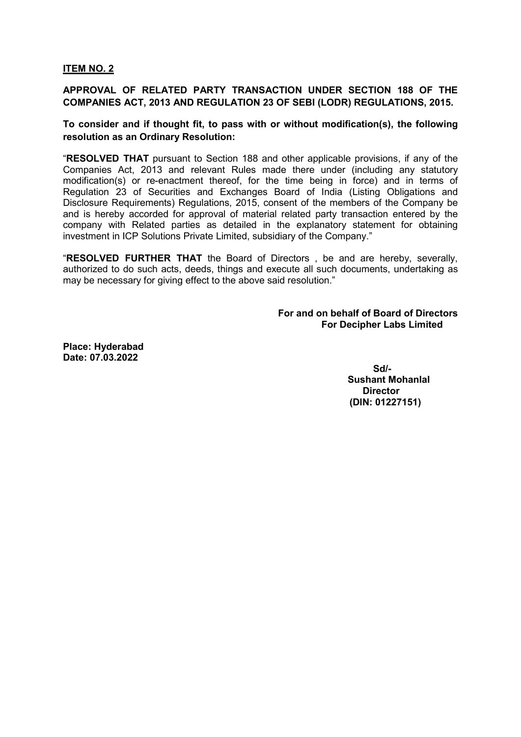**ITEM NO. 2**

**APPROVAL OF RELATED PARTY TRANSACTION UNDER SECTION 188 OF THE COMPANIES ACT, 2013 AND REGULATION 23 OF SEBI (LODR) REGULATIONS, 2015.**

**To consider and if thought fit, to pass with or without modification(s), the following resolution as an Ordinary Resolution:**

"**RESOLVED THAT** pursuant to Section 188 and other applicable provisions, if any of the Companies Act, 2013 and relevant Rules made there under (including any statutory modification(s) or re-enactment thereof, for the time being in force) and in terms of Regulation 23 of Securities and Exchanges Board of India (Listing Obligations and Disclosure Requirements) Regulations, 2015, consent of the members of the Company be and is hereby accorded for approval of material related party transaction entered by the company with Related parties as detailed in the explanatory statement for obtaining investment in ICP Solutions Private Limited, subsidiary of the Company."

"**RESOLVED FURTHER THAT** the Board of Directors , be and are hereby, severally, authorized to do such acts, deeds, things and execute all such documents, undertaking as may be necessary for giving effect to the above said resolution."

**For and on behalf of Board of Directors**
**For Decipher Labs Limited**

**Place: Hyderabad**
**Date: 07.03.2022**

**Sd/-**
**Sushant Mohanlal**
**Director**
**(DIN: 01227151)**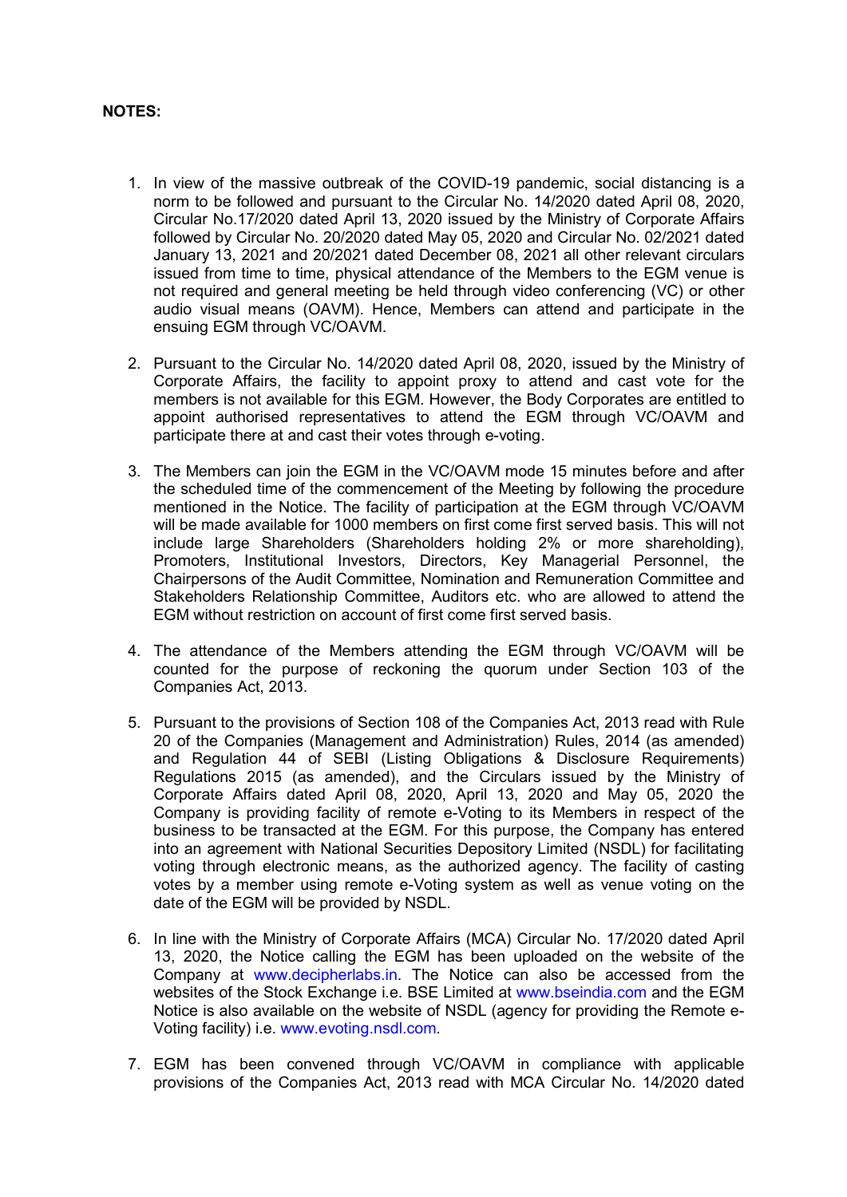**NOTES:**

1. In view of the massive outbreak of the COVID-19 pandemic, social distancing is a norm to be followed and pursuant to the Circular No. 14/2020 dated April 08, 2020, Circular No.17/2020 dated April 13, 2020 issued by the Ministry of Corporate Affairs followed by Circular No. 20/2020 dated May 05, 2020 and Circular No. 02/2021 dated January 13, 2021 and 20/2021 dated December 08, 2021 all other relevant circulars issued from time to time, physical attendance of the Members to the EGM venue is not required and general meeting be held through video conferencing (VC) or other audio visual means (OAVM). Hence, Members can attend and participate in the ensuing EGM through VC/OAVM.

2. Pursuant to the Circular No. 14/2020 dated April 08, 2020, issued by the Ministry of Corporate Affairs, the facility to appoint proxy to attend and cast vote for the members is not available for this EGM. However, the Body Corporates are entitled to appoint authorised representatives to attend the EGM through VC/OAVM and participate there at and cast their votes through e-voting.

3. The Members can join the EGM in the VC/OAVM mode 15 minutes before and after the scheduled time of the commencement of the Meeting by following the procedure mentioned in the Notice. The facility of participation at the EGM through VC/OAVM will be made available for 1000 members on first come first served basis. This will not include large Shareholders (Shareholders holding 2% or more shareholding), Promoters, Institutional Investors, Directors, Key Managerial Personnel, the Chairpersons of the Audit Committee, Nomination and Remuneration Committee and Stakeholders Relationship Committee, Auditors etc. who are allowed to attend the EGM without restriction on account of first come first served basis.

4. The attendance of the Members attending the EGM through VC/OAVM will be counted for the purpose of reckoning the quorum under Section 103 of the Companies Act, 2013.

5. Pursuant to the provisions of Section 108 of the Companies Act, 2013 read with Rule 20 of the Companies (Management and Administration) Rules, 2014 (as amended) and Regulation 44 of SEBI (Listing Obligations & Disclosure Requirements) Regulations 2015 (as amended), and the Circulars issued by the Ministry of Corporate Affairs dated April 08, 2020, April 13, 2020 and May 05, 2020 the Company is providing facility of remote e-Voting to its Members in respect of the business to be transacted at the EGM. For this purpose, the Company has entered into an agreement with National Securities Depository Limited (NSDL) for facilitating voting through electronic means, as the authorized agency. The facility of casting votes by a member using remote e-Voting system as well as venue voting on the date of the EGM will be provided by NSDL.

6. In line with the Ministry of Corporate Affairs (MCA) Circular No. 17/2020 dated April 13, 2020, the Notice calling the EGM has been uploaded on the website of the Company at www.decipherlabs.in. The Notice can also be accessed from the websites of the Stock Exchange i.e. BSE Limited at www.bseindia.com and the EGM Notice is also available on the website of NSDL (agency for providing the Remote e-Voting facility) i.e. www.evoting.nsdl.com.

7. EGM has been convened through VC/OAVM in compliance with applicable provisions of the Companies Act, 2013 read with MCA Circular No. 14/2020 dated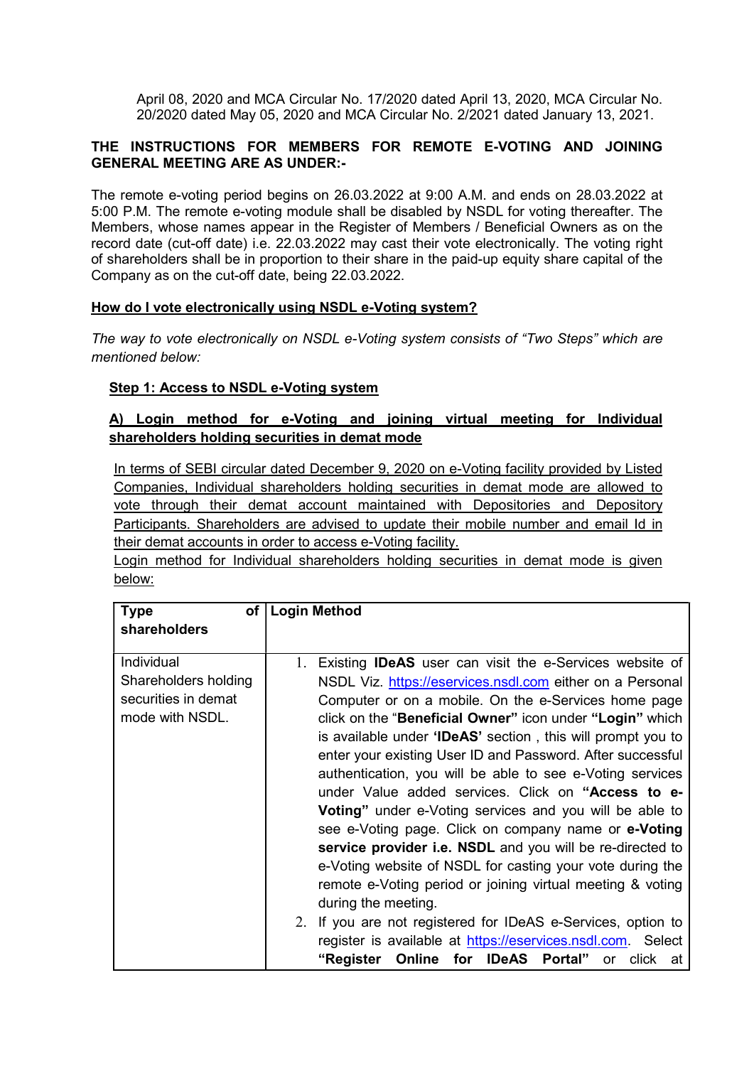April 08, 2020 and MCA Circular No. 17/2020 dated April 13, 2020, MCA Circular No. 20/2020 dated May 05, 2020 and MCA Circular No. 2/2021 dated January 13, 2021.

**THE INSTRUCTIONS FOR MEMBERS FOR REMOTE E-VOTING AND JOINING GENERAL MEETING ARE AS UNDER:-**

The remote e-voting period begins on 26.03.2022 at 9:00 A.M. and ends on 28.03.2022 at 5:00 P.M. The remote e-voting module shall be disabled by NSDL for voting thereafter. The Members, whose names appear in the Register of Members / Beneficial Owners as on the record date (cut-off date) i.e. 22.03.2022 may cast their vote electronically. The voting right of shareholders shall be in proportion to their share in the paid-up equity share capital of the Company as on the cut-off date, being 22.03.2022.

**How do I vote electronically using NSDL e-Voting system?**

*The way to vote electronically on NSDL e-Voting system consists of "Two Steps" which are mentioned below:*

**Step 1: Access to NSDL e-Voting system**

**A) Login method for e-Voting and joining virtual meeting for Individual shareholders holding securities in demat mode**

In terms of SEBI circular dated December 9, 2020 on e-Voting facility provided by Listed Companies, Individual shareholders holding securities in demat mode are allowed to vote through their demat account maintained with Depositories and Depository Participants. Shareholders are advised to update their mobile number and email Id in their demat accounts in order to access e-Voting facility.
Login method for Individual shareholders holding securities in demat mode is given below:

| Type of shareholders | Login Method |
|---|---|
| Individual Shareholders holding securities in demat mode with NSDL. | 1. Existing **IDeAS** user can visit the e-Services website of NSDL Viz. https://eservices.nsdl.com either on a Personal Computer or on a mobile. On the e-Services home page click on the "**Beneficial Owner**" icon under **"Login"** which is available under **'IDeAS'** section , this will prompt you to enter your existing User ID and Password. After successful authentication, you will be able to see e-Voting services under Value added services. Click on **"Access to e-Voting"** under e-Voting services and you will be able to see e-Voting page. Click on company name or **e-Voting service provider i.e. NSDL** and you will be re-directed to e-Voting website of NSDL for casting your vote during the remote e-Voting period or joining virtual meeting & voting during the meeting.<br>2. If you are not registered for IDeAS e-Services, option to register is available at https://eservices.nsdl.com. Select **"Register Online for IDeAS Portal"** or click at |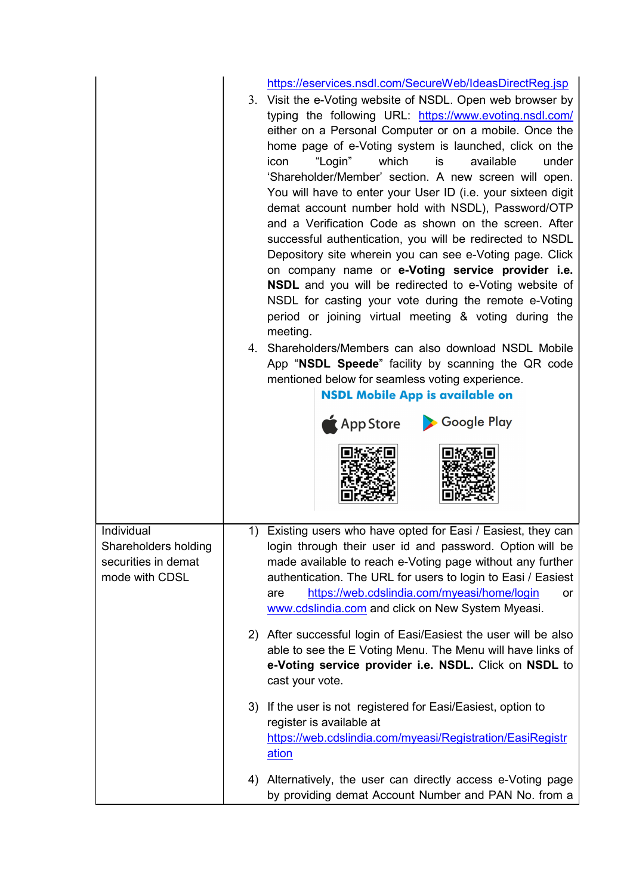| | https://eservices.nsdl.com/SecureWeb/IdeasDirectReg.jsp<br>3. Visit the e-Voting website of NSDL. Open web browser by typing the following URL: https://www.evoting.nsdl.com/ either on a Personal Computer or on a mobile. Once the home page of e-Voting system is launched, click on the icon "Login" which is available under 'Shareholder/Member' section. A new screen will open. You will have to enter your User ID (i.e. your sixteen digit demat account number hold with NSDL), Password/OTP and a Verification Code as shown on the screen. After successful authentication, you will be redirected to NSDL Depository site wherein you can see e-Voting page. Click on company name or **e-Voting service provider i.e. NSDL** and you will be redirected to e-Voting website of NSDL for casting your vote during the remote e-Voting period or joining virtual meeting & voting during the meeting.<br>4. Shareholders/Members can also download NSDL Mobile App "**NSDL Speede**" facility by scanning the QR code mentioned below for seamless voting experience.<br>**NSDL Mobile App is available on**<br>App Store Google Play |
|---|---|
| Individual Shareholders holding securities in demat mode with CDSL | 1) Existing users who have opted for Easi / Easiest, they can login through their user id and password. Option will be made available to reach e-Voting page without any further authentication. The URL for users to login to Easi / Easiest are https://web.cdslindia.com/myeasi/home/login or www.cdslindia.com and click on New System Myeasi.<br><br>2) After successful login of Easi/Easiest the user will be also able to see the E Voting Menu. The Menu will have links of **e-Voting service provider i.e. NSDL.** Click on **NSDL** to cast your vote.<br><br>3) If the user is not registered for Easi/Easiest, option to register is available at https://web.cdslindia.com/myeasi/Registration/EasiRegistration<br><br>4) Alternatively, the user can directly access e-Voting page by providing demat Account Number and PAN No. from a |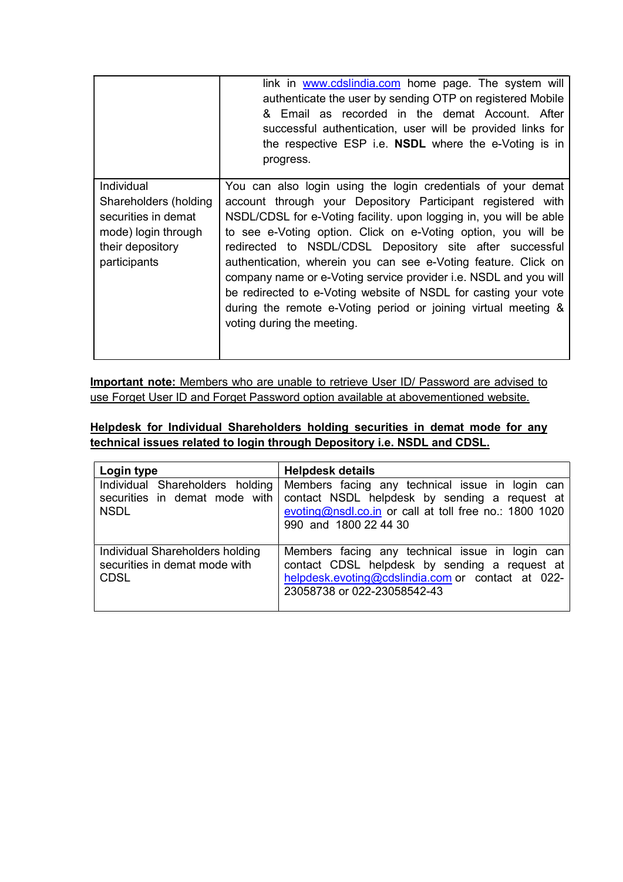| | |
|---|---|
| | link in www.cdslindia.com home page. The system will authenticate the user by sending OTP on registered Mobile & Email as recorded in the demat Account. After successful authentication, user will be provided links for the respective ESP i.e. **NSDL** where the e-Voting is in progress. |
| Individual Shareholders (holding securities in demat mode) login through their depository participants | You can also login using the login credentials of your demat account through your Depository Participant registered with NSDL/CDSL for e-Voting facility. upon logging in, you will be able to see e-Voting option. Click on e-Voting option, you will be redirected to NSDL/CDSL Depository site after successful authentication, wherein you can see e-Voting feature. Click on company name or e-Voting service provider i.e. NSDL and you will be redirected to e-Voting website of NSDL for casting your vote during the remote e-Voting period or joining virtual meeting & voting during the meeting. |

**Important note:** Members who are unable to retrieve User ID/ Password are advised to use Forget User ID and Forget Password option available at abovementioned website.

**Helpdesk for Individual Shareholders holding securities in demat mode for any technical issues related to login through Depository i.e. NSDL and CDSL.**

| **Login type** | **Helpdesk details** |
|---|---|
| Individual Shareholders holding securities in demat mode with NSDL | Members facing any technical issue in login can contact NSDL helpdesk by sending a request at evoting@nsdl.co.in or call at toll free no.: 1800 1020 990 and 1800 22 44 30 |
| Individual Shareholders holding securities in demat mode with CDSL | Members facing any technical issue in login can contact CDSL helpdesk by sending a request at helpdesk.evoting@cdslindia.com or contact at 022-23058738 or 022-23058542-43 |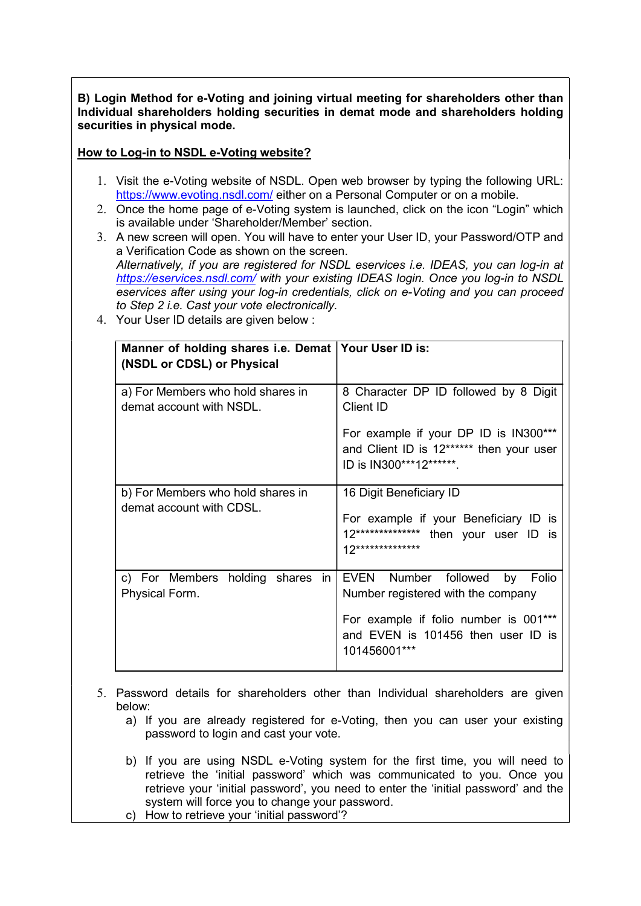**B) Login Method for e-Voting and joining virtual meeting for shareholders other than Individual shareholders holding securities in demat mode and shareholders holding securities in physical mode.**

**<u>How to Log-in to NSDL e-Voting website?</u>**

1. Visit the e-Voting website of NSDL. Open web browser by typing the following URL: https://www.evoting.nsdl.com/ either on a Personal Computer or on a mobile.
2. Once the home page of e-Voting system is launched, click on the icon "Login" which is available under 'Shareholder/Member' section.
3. A new screen will open. You will have to enter your User ID, your Password/OTP and a Verification Code as shown on the screen.
   *Alternatively, if you are registered for NSDL eservices i.e. IDEAS, you can log-in at https://eservices.nsdl.com/ with your existing IDEAS login. Once you log-in to NSDL eservices after using your log-in credentials, click on e-Voting and you can proceed to Step 2 i.e. Cast your vote electronically.*
4. Your User ID details are given below :

| **Manner of holding shares i.e. Demat (NSDL or CDSL) or Physical** | **Your User ID is:** |
|---|---|
| a) For Members who hold shares in demat account with NSDL. | 8 Character DP ID followed by 8 Digit Client ID<br><br>For example if your DP ID is IN300*** and Client ID is 12****** then your user ID is IN300***12******. |
| b) For Members who hold shares in demat account with CDSL. | 16 Digit Beneficiary ID<br><br>For example if your Beneficiary ID is 12************** then your user ID is 12************** |
| c) For Members holding shares in Physical Form. | EVEN Number followed by Folio Number registered with the company<br><br>For example if folio number is 001*** and EVEN is 101456 then user ID is 101456001*** |

5. Password details for shareholders other than Individual shareholders are given below:
   a) If you are already registered for e-Voting, then you can user your existing password to login and cast your vote.
   b) If you are using NSDL e-Voting system for the first time, you will need to retrieve the 'initial password' which was communicated to you. Once you retrieve your 'initial password', you need to enter the 'initial password' and the system will force you to change your password.
   c) How to retrieve your 'initial password'?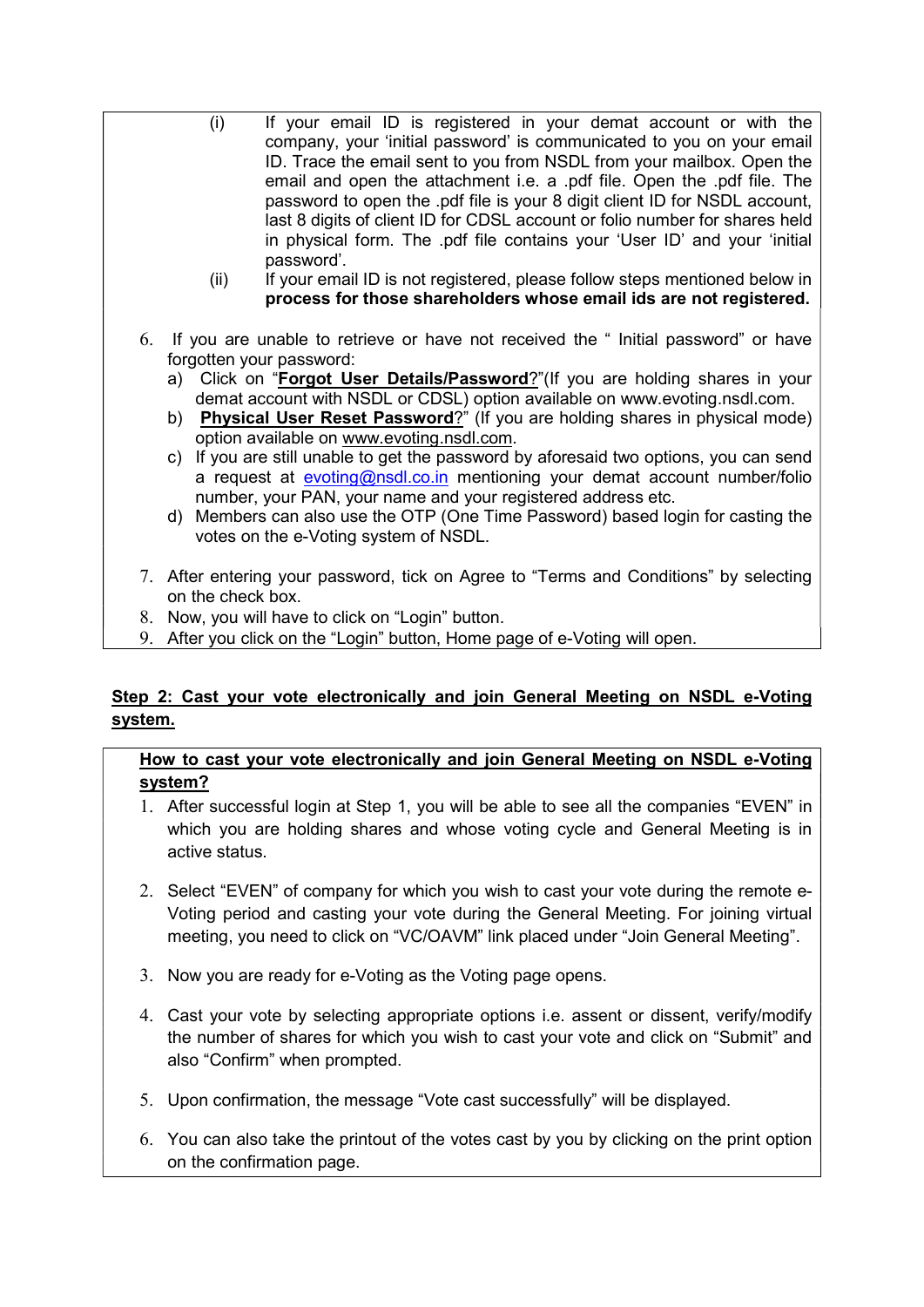(i) If your email ID is registered in your demat account or with the company, your 'initial password' is communicated to you on your email ID. Trace the email sent to you from NSDL from your mailbox. Open the email and open the attachment i.e. a .pdf file. Open the .pdf file. The password to open the .pdf file is your 8 digit client ID for NSDL account, last 8 digits of client ID for CDSL account or folio number for shares held in physical form. The .pdf file contains your 'User ID' and your 'initial password'.

(ii) If your email ID is not registered, please follow steps mentioned below in **process for those shareholders whose email ids are not registered.**

6. If you are unable to retrieve or have not received the " Initial password" or have forgotten your password:
   a) Click on "**Forgot User Details/Password**?"(If you are holding shares in your demat account with NSDL or CDSL) option available on www.evoting.nsdl.com.
   b) **Physical User Reset Password**?" (If you are holding shares in physical mode) option available on www.evoting.nsdl.com.
   c) If you are still unable to get the password by aforesaid two options, you can send a request at evoting@nsdl.co.in mentioning your demat account number/folio number, your PAN, your name and your registered address etc.
   d) Members can also use the OTP (One Time Password) based login for casting the votes on the e-Voting system of NSDL.

7. After entering your password, tick on Agree to "Terms and Conditions" by selecting on the check box.
8. Now, you will have to click on "Login" button.
9. After you click on the "Login" button, Home page of e-Voting will open.

**Step 2: Cast your vote electronically and join General Meeting on NSDL e-Voting system.**

**How to cast your vote electronically and join General Meeting on NSDL e-Voting system?**

1. After successful login at Step 1, you will be able to see all the companies "EVEN" in which you are holding shares and whose voting cycle and General Meeting is in active status.

2. Select "EVEN" of company for which you wish to cast your vote during the remote e-Voting period and casting your vote during the General Meeting. For joining virtual meeting, you need to click on "VC/OAVM" link placed under "Join General Meeting".

3. Now you are ready for e-Voting as the Voting page opens.

4. Cast your vote by selecting appropriate options i.e. assent or dissent, verify/modify the number of shares for which you wish to cast your vote and click on "Submit" and also "Confirm" when prompted.

5. Upon confirmation, the message "Vote cast successfully" will be displayed.

6. You can also take the printout of the votes cast by you by clicking on the print option on the confirmation page.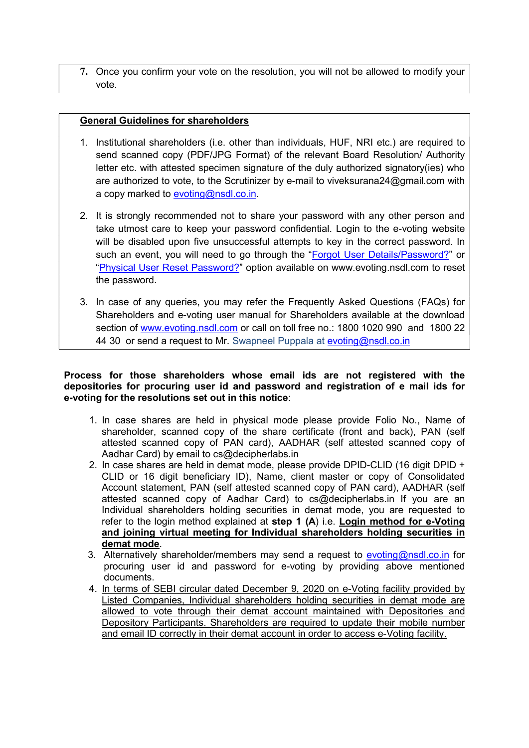7. Once you confirm your vote on the resolution, you will not be allowed to modify your vote.

**General Guidelines for shareholders**

1. Institutional shareholders (i.e. other than individuals, HUF, NRI etc.) are required to send scanned copy (PDF/JPG Format) of the relevant Board Resolution/ Authority letter etc. with attested specimen signature of the duly authorized signatory(ies) who are authorized to vote, to the Scrutinizer by e-mail to viveksurana24@gmail.com with a copy marked to evoting@nsdl.co.in.

2. It is strongly recommended not to share your password with any other person and take utmost care to keep your password confidential. Login to the e-voting website will be disabled upon five unsuccessful attempts to key in the correct password. In such an event, you will need to go through the "Forgot User Details/Password?" or "Physical User Reset Password?" option available on www.evoting.nsdl.com to reset the password.

3. In case of any queries, you may refer the Frequently Asked Questions (FAQs) for Shareholders and e-voting user manual for Shareholders available at the download section of www.evoting.nsdl.com or call on toll free no.: 1800 1020 990 and 1800 22 44 30 or send a request to Mr. Swapneel Puppala at evoting@nsdl.co.in

**Process for those shareholders whose email ids are not registered with the depositories for procuring user id and password and registration of e mail ids for e-voting for the resolutions set out in this notice**:

1. In case shares are held in physical mode please provide Folio No., Name of shareholder, scanned copy of the share certificate (front and back), PAN (self attested scanned copy of PAN card), AADHAR (self attested scanned copy of Aadhar Card) by email to cs@decipherlabs.in
2. In case shares are held in demat mode, please provide DPID-CLID (16 digit DPID + CLID or 16 digit beneficiary ID), Name, client master or copy of Consolidated Account statement, PAN (self attested scanned copy of PAN card), AADHAR (self attested scanned copy of Aadhar Card) to cs@decipherlabs.in If you are an Individual shareholders holding securities in demat mode, you are requested to refer to the login method explained at **step 1 (A**) i.e. **Login method for e-Voting and joining virtual meeting for Individual shareholders holding securities in demat mode**.
3. Alternatively shareholder/members may send a request to evoting@nsdl.co.in for procuring user id and password for e-voting by providing above mentioned documents.
4. In terms of SEBI circular dated December 9, 2020 on e-Voting facility provided by Listed Companies, Individual shareholders holding securities in demat mode are allowed to vote through their demat account maintained with Depositories and Depository Participants. Shareholders are required to update their mobile number and email ID correctly in their demat account in order to access e-Voting facility.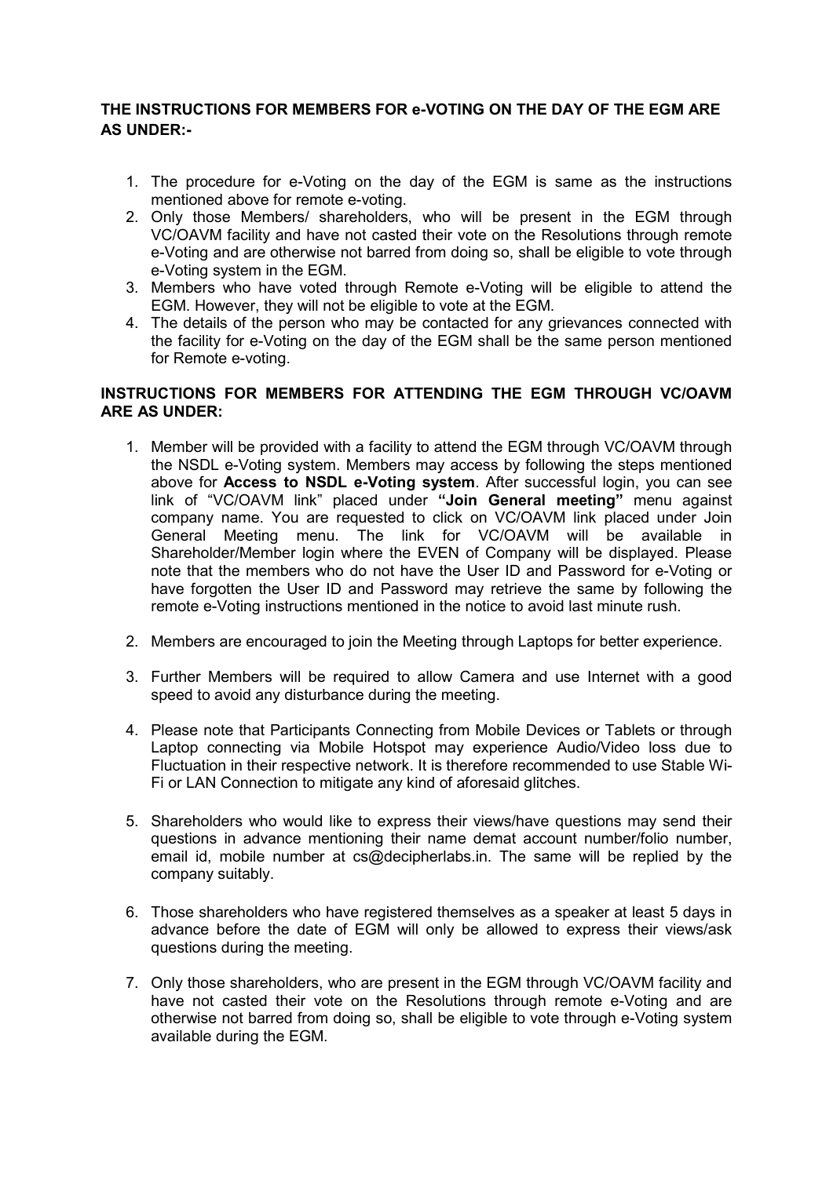**THE INSTRUCTIONS FOR MEMBERS FOR e-VOTING ON THE DAY OF THE EGM ARE AS UNDER:-**

1. The procedure for e-Voting on the day of the EGM is same as the instructions mentioned above for remote e-voting.
2. Only those Members/ shareholders, who will be present in the EGM through VC/OAVM facility and have not casted their vote on the Resolutions through remote e-Voting and are otherwise not barred from doing so, shall be eligible to vote through e-Voting system in the EGM.
3. Members who have voted through Remote e-Voting will be eligible to attend the EGM. However, they will not be eligible to vote at the EGM.
4. The details of the person who may be contacted for any grievances connected with the facility for e-Voting on the day of the EGM shall be the same person mentioned for Remote e-voting.

**INSTRUCTIONS FOR MEMBERS FOR ATTENDING THE EGM THROUGH VC/OAVM ARE AS UNDER:**

1. Member will be provided with a facility to attend the EGM through VC/OAVM through the NSDL e-Voting system. Members may access by following the steps mentioned above for **Access to NSDL e-Voting system**. After successful login, you can see link of "VC/OAVM link" placed under **"Join General meeting"** menu against company name. You are requested to click on VC/OAVM link placed under Join General Meeting menu. The link for VC/OAVM will be available in Shareholder/Member login where the EVEN of Company will be displayed. Please note that the members who do not have the User ID and Password for e-Voting or have forgotten the User ID and Password may retrieve the same by following the remote e-Voting instructions mentioned in the notice to avoid last minute rush.

2. Members are encouraged to join the Meeting through Laptops for better experience.

3. Further Members will be required to allow Camera and use Internet with a good speed to avoid any disturbance during the meeting.

4. Please note that Participants Connecting from Mobile Devices or Tablets or through Laptop connecting via Mobile Hotspot may experience Audio/Video loss due to Fluctuation in their respective network. It is therefore recommended to use Stable Wi-Fi or LAN Connection to mitigate any kind of aforesaid glitches.

5. Shareholders who would like to express their views/have questions may send their questions in advance mentioning their name demat account number/folio number, email id, mobile number at cs@decipherlabs.in. The same will be replied by the company suitably.

6. Those shareholders who have registered themselves as a speaker at least 5 days in advance before the date of EGM will only be allowed to express their views/ask questions during the meeting.

7. Only those shareholders, who are present in the EGM through VC/OAVM facility and have not casted their vote on the Resolutions through remote e-Voting and are otherwise not barred from doing so, shall be eligible to vote through e-Voting system available during the EGM.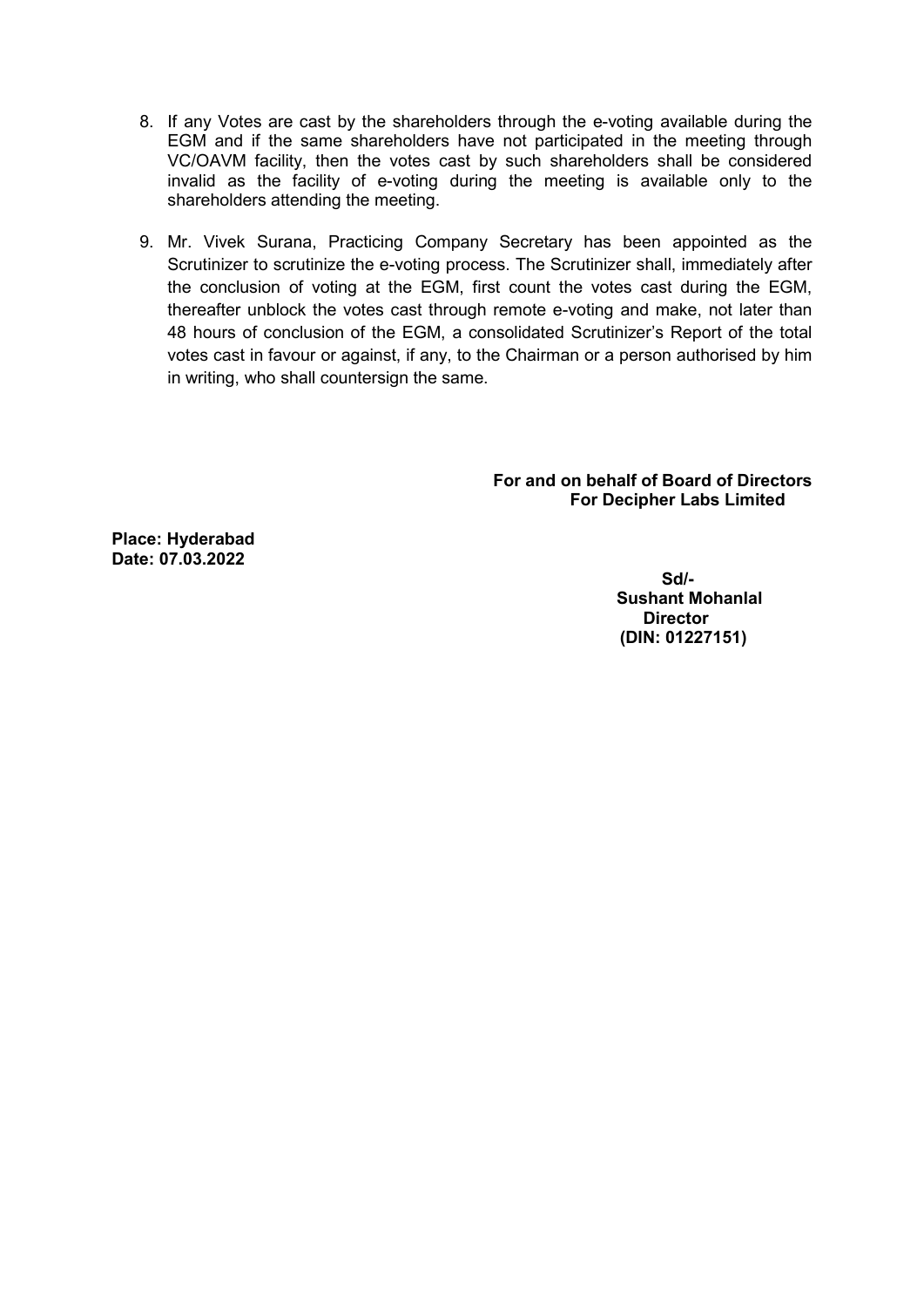8. If any Votes are cast by the shareholders through the e-voting available during the EGM and if the same shareholders have not participated in the meeting through VC/OAVM facility, then the votes cast by such shareholders shall be considered invalid as the facility of e-voting during the meeting is available only to the shareholders attending the meeting.

9. Mr. Vivek Surana, Practicing Company Secretary has been appointed as the Scrutinizer to scrutinize the e-voting process. The Scrutinizer shall, immediately after the conclusion of voting at the EGM, first count the votes cast during the EGM, thereafter unblock the votes cast through remote e-voting and make, not later than 48 hours of conclusion of the EGM, a consolidated Scrutinizer's Report of the total votes cast in favour or against, if any, to the Chairman or a person authorised by him in writing, who shall countersign the same.

**For and on behalf of Board of Directors**
**For Decipher Labs Limited**

**Place: Hyderabad**
**Date: 07.03.2022**

**Sd/-**
**Sushant Mohanlal**
**Director**
**(DIN: 01227151)**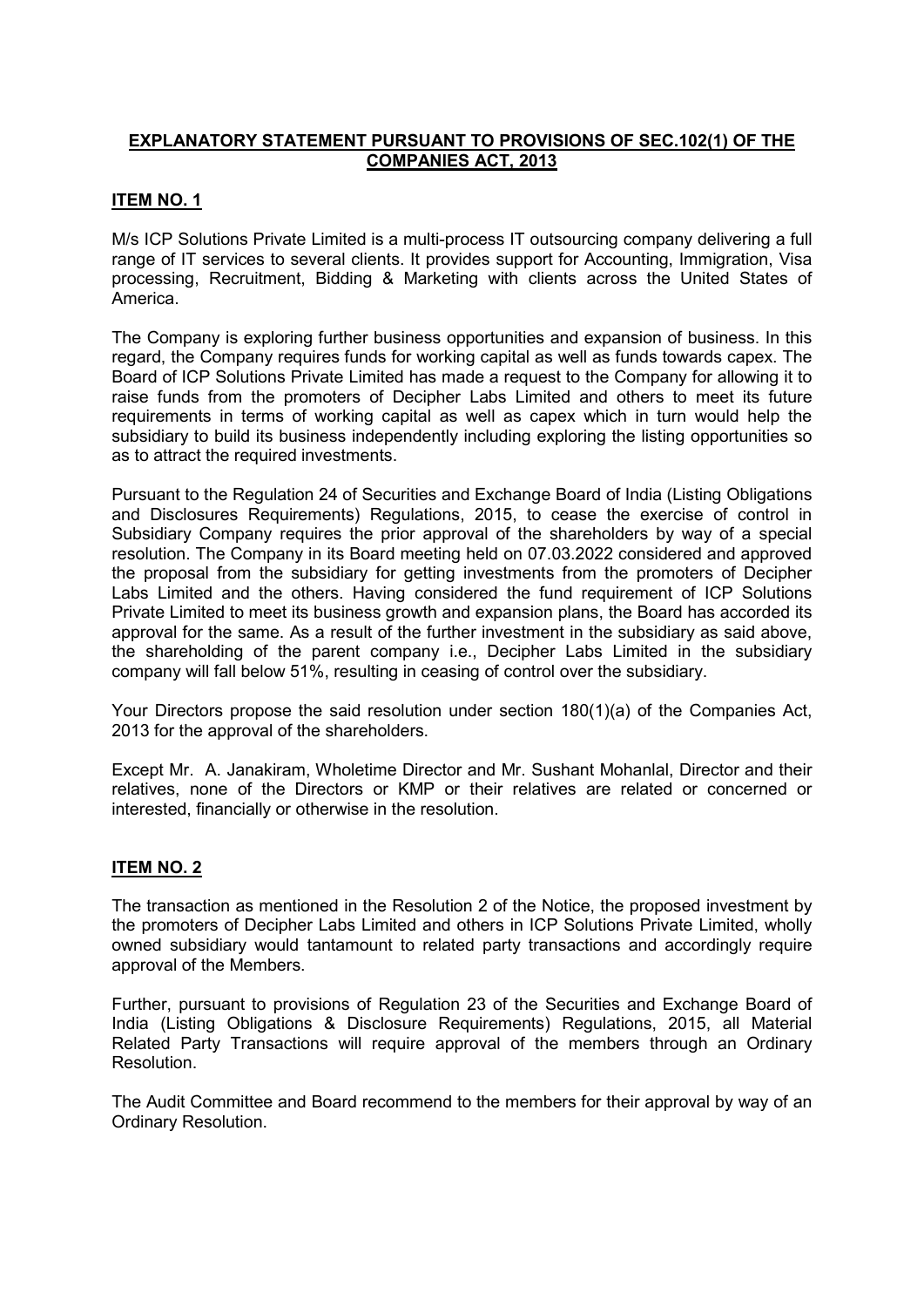## EXPLANATORY STATEMENT PURSUANT TO PROVISIONS OF SEC.102(1) OF THE COMPANIES ACT, 2013

### ITEM NO. 1

M/s ICP Solutions Private Limited is a multi-process IT outsourcing company delivering a full range of IT services to several clients. It provides support for Accounting, Immigration, Visa processing, Recruitment, Bidding & Marketing with clients across the United States of America.

The Company is exploring further business opportunities and expansion of business. In this regard, the Company requires funds for working capital as well as funds towards capex. The Board of ICP Solutions Private Limited has made a request to the Company for allowing it to raise funds from the promoters of Decipher Labs Limited and others to meet its future requirements in terms of working capital as well as capex which in turn would help the subsidiary to build its business independently including exploring the listing opportunities so as to attract the required investments.

Pursuant to the Regulation 24 of Securities and Exchange Board of India (Listing Obligations and Disclosures Requirements) Regulations, 2015, to cease the exercise of control in Subsidiary Company requires the prior approval of the shareholders by way of a special resolution. The Company in its Board meeting held on 07.03.2022 considered and approved the proposal from the subsidiary for getting investments from the promoters of Decipher Labs Limited and the others. Having considered the fund requirement of ICP Solutions Private Limited to meet its business growth and expansion plans, the Board has accorded its approval for the same. As a result of the further investment in the subsidiary as said above, the shareholding of the parent company i.e., Decipher Labs Limited in the subsidiary company will fall below 51%, resulting in ceasing of control over the subsidiary.

Your Directors propose the said resolution under section 180(1)(a) of the Companies Act, 2013 for the approval of the shareholders.

Except Mr. A. Janakiram, Wholetime Director and Mr. Sushant Mohanlal, Director and their relatives, none of the Directors or KMP or their relatives are related or concerned or interested, financially or otherwise in the resolution.

### ITEM NO. 2

The transaction as mentioned in the Resolution 2 of the Notice, the proposed investment by the promoters of Decipher Labs Limited and others in ICP Solutions Private Limited, wholly owned subsidiary would tantamount to related party transactions and accordingly require approval of the Members.

Further, pursuant to provisions of Regulation 23 of the Securities and Exchange Board of India (Listing Obligations & Disclosure Requirements) Regulations, 2015, all Material Related Party Transactions will require approval of the members through an Ordinary Resolution.

The Audit Committee and Board recommend to the members for their approval by way of an Ordinary Resolution.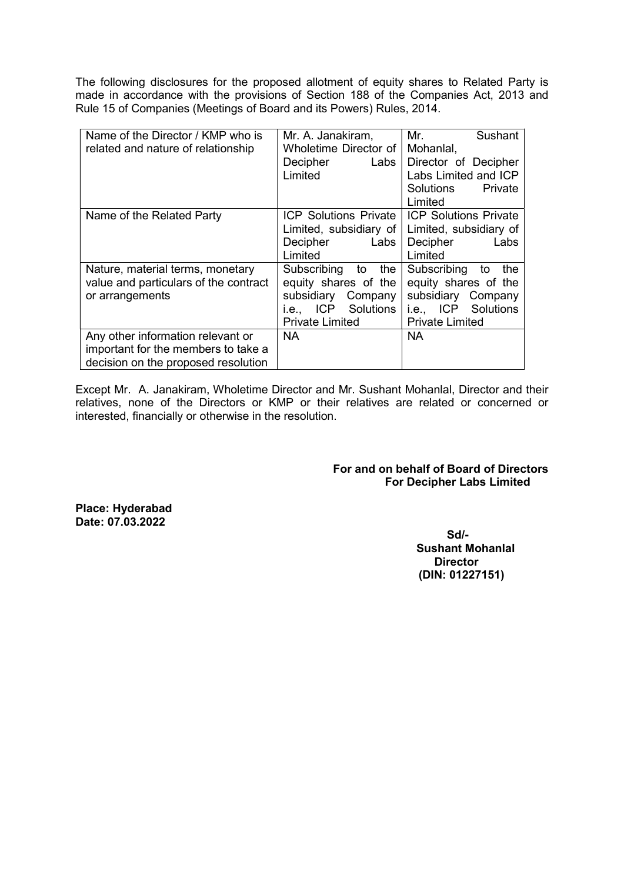The following disclosures for the proposed allotment of equity shares to Related Party is made in accordance with the provisions of Section 188 of the Companies Act, 2013 and Rule 15 of Companies (Meetings of Board and its Powers) Rules, 2014.

| | | |
|---|---|---|
| Name of the Director / KMP who is related and nature of relationship | Mr. A. Janakiram, Wholetime Director of Decipher Labs Limited | Mr. Sushant Mohanlal, Director of Decipher Labs Limited and ICP Solutions Private Limited |
| Name of the Related Party | ICP Solutions Private Limited, subsidiary of Decipher Labs Limited | ICP Solutions Private Limited, subsidiary of Decipher Labs Limited |
| Nature, material terms, monetary value and particulars of the contract or arrangements | Subscribing to the equity shares of the subsidiary Company i.e., ICP Solutions Private Limited | Subscribing to the equity shares of the subsidiary Company i.e., ICP Solutions Private Limited |
| Any other information relevant or important for the members to take a decision on the proposed resolution | NA | NA |

Except Mr. A. Janakiram, Wholetime Director and Mr. Sushant Mohanlal, Director and their relatives, none of the Directors or KMP or their relatives are related or concerned or interested, financially or otherwise in the resolution.

**For and on behalf of Board of Directors**
**For Decipher Labs Limited**

**Place: Hyderabad**
**Date: 07.03.2022**

**Sd/-**
**Sushant Mohanlal**
**Director**
**(DIN: 01227151)**